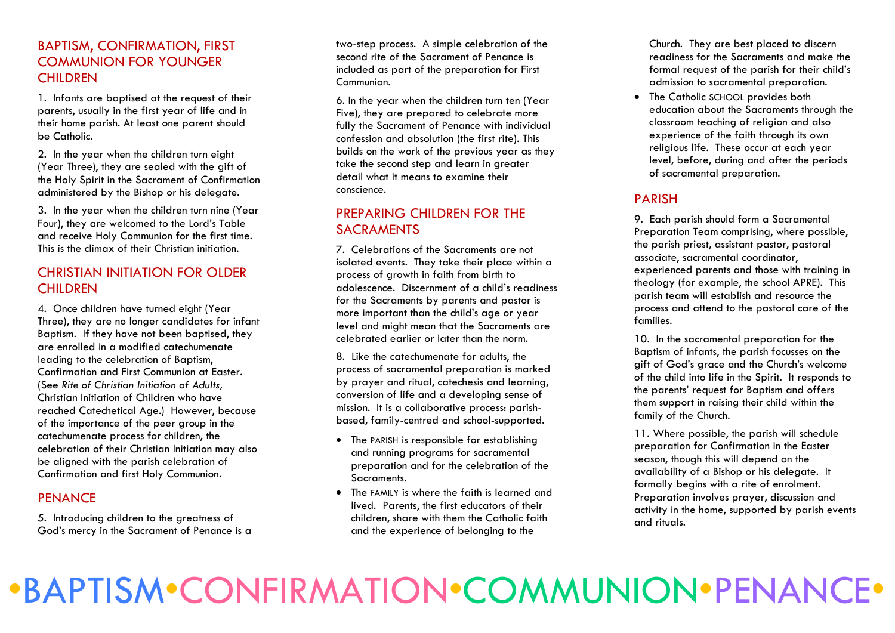## BAPTISM, CONFIRMATION, FIRST COMMUNION FOR YOUNGER CHILDREN

1. Infants are baptised at the request of their parents, usually in the first year of life and in their home parish. At least one parent should be Catholic.

2. In the year when the children turn eight (Year Three), they are sealed with the gift of the Holy Spirit in the Sacrament of Confirmation administered by the Bishop or his delegate.

3. In the year when the children turn nine (Year Four), they are welcomed to the Lord's Table and receive Holy Communion for the first time. This is the climax of their Christian initiation.

## CHRISTIAN INITIATION FOR OLDER CHILDREN

4. Once children have turned eight (Year Three), they are no longer candidates for infant Baptism. If they have not been baptised, they are enrolled in a modified catechumenate leading to the celebration of Baptism, Confirmation and First Communion at Easter. (See *Rite of Christian Initiation of Adults,* Christian Initiation of Children who have reached Catechetical Age.) However, because of the importance of the peer group in the catechumenate process for children, the celebration of their Christian Initiation may also be aligned with the parish celebration of Confirmation and first Holy Communion.

## PENANCE

5. Introducing children to the greatness of God's mercy in the Sacrament of Penance is a two-step process. A simple celebration of the second rite of the Sacrament of Penance is included as part of the preparation for First Communion.

6. In the year when the children turn ten (Year Five), they are prepared to celebrate more fully the Sacrament of Penance with individual confession and absolution (the first rite). This builds on the work of the previous year as they take the second step and learn in greater detail what it means to examine their conscience.

## PREPARING CHILDREN FOR THE SACRAMENTS

7. Celebrations of the Sacraments are not isolated events. They take their place within a process of growth in faith from birth to adolescence. Discernment of a child's readiness for the Sacraments by parents and pastor is more important than the child's age or year level and might mean that the Sacraments are celebrated earlier or later than the norm.

8. Like the catechumenate for adults, the process of sacramental preparation is marked by prayer and ritual, catechesis and learning, conversion of life and a developing sense of mission. It is a collaborative process: parish-based, family-centred and school-supported.

- The PARISH is responsible for establishing and running programs for sacramental preparation and for the celebration of the Sacraments.
- The FAMILY is where the faith is learned and lived. Parents, the first educators of their children, share with them the Catholic faith and the experience of belonging to the Church. They are best placed to discern readiness for the Sacraments and make the formal request of the parish for their child's admission to sacramental preparation.
- The Catholic SCHOOL provides both education about the Sacraments through the classroom teaching of religion and also experience of the faith through its own religious life. These occur at each year level, before, during and after the periods of sacramental preparation.

## PARISH

9. Each parish should form a Sacramental Preparation Team comprising, where possible, the parish priest, assistant pastor, pastoral associate, sacramental coordinator, experienced parents and those with training in theology (for example, the school APRE). This parish team will establish and resource the process and attend to the pastoral care of the families.

10. In the sacramental preparation for the Baptism of infants, the parish focusses on the gift of God's grace and the Church's welcome of the child into life in the Spirit. It responds to the parents' request for Baptism and offers them support in raising their child within the family of the Church.

11. Where possible, the parish will schedule preparation for Confirmation in the Easter season, though this will depend on the availability of a Bishop or his delegate. It formally begins with a rite of enrolment. Preparation involves prayer, discussion and activity in the home, supported by parish events and rituals.

•BAPTISM•CONFIRMATION•COMMUNION•PENANCE•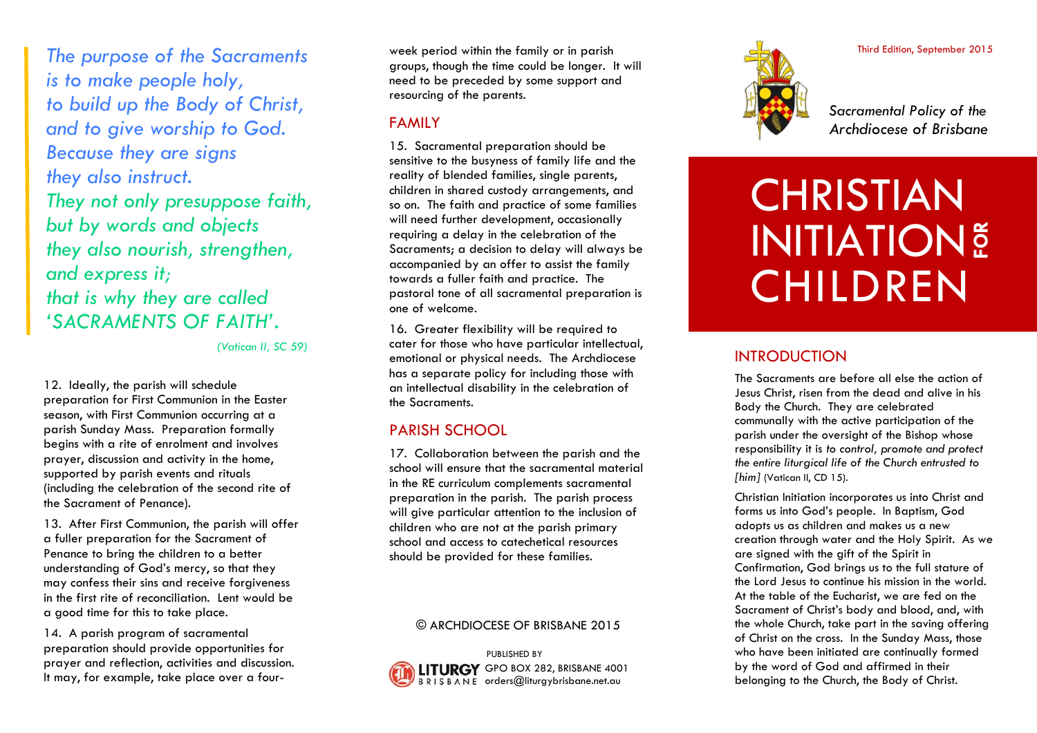*The purpose of the Sacraments*
*is to make people holy,*
*to build up the Body of Christ,*
*and to give worship to God.*
*Because they are signs*
*they also instruct.*
*They not only presuppose faith,*
*but by words and objects*
*they also nourish, strengthen,*
*and express it;*
*that is why they are called*
*'SACRAMENTS OF FAITH'.*

*(Vatican II, SC 59)*

12. Ideally, the parish will schedule preparation for First Communion in the Easter season, with First Communion occurring at a parish Sunday Mass. Preparation formally begins with a rite of enrolment and involves prayer, discussion and activity in the home, supported by parish events and rituals (including the celebration of the second rite of the Sacrament of Penance).

13. After First Communion, the parish will offer a fuller preparation for the Sacrament of Penance to bring the children to a better understanding of God's mercy, so that they may confess their sins and receive forgiveness in the first rite of reconciliation. Lent would be a good time for this to take place.

14. A parish program of sacramental preparation should provide opportunities for prayer and reflection, activities and discussion. It may, for example, take place over a four-week period within the family or in parish groups, though the time could be longer. It will need to be preceded by some support and resourcing of the parents.

## FAMILY

15. Sacramental preparation should be sensitive to the busyness of family life and the reality of blended families, single parents, children in shared custody arrangements, and so on. The faith and practice of some families will need further development, occasionally requiring a delay in the celebration of the Sacraments; a decision to delay will always be accompanied by an offer to assist the family towards a fuller faith and practice. The pastoral tone of all sacramental preparation is one of welcome.

16. Greater flexibility will be required to cater for those who have particular intellectual, emotional or physical needs. The Archdiocese has a separate policy for including those with an intellectual disability in the celebration of the Sacraments.

## PARISH SCHOOL

17. Collaboration between the parish and the school will ensure that the sacramental material in the RE curriculum complements sacramental preparation in the parish. The parish process will give particular attention to the inclusion of children who are not at the parish primary school and access to catechetical resources should be provided for these families.

© ARCHDIOCESE OF BRISBANE 2015

PUBLISHED BY
LITURGY BRISBANE GPO BOX 282, BRISBANE 4001
orders@liturgybrisbane.net.au

Third Edition, September 2015

*Sacramental Policy of the Archdiocese of Brisbane*

# CHRISTIAN INITIATION FOR CHILDREN

## INTRODUCTION

The Sacraments are before all else the action of Jesus Christ, risen from the dead and alive in his Body the Church. They are celebrated communally with the active participation of the parish under the oversight of the Bishop whose responsibility it is *to control, promote and protect the entire liturgical life of the Church entrusted to [him]* (Vatican II, CD 15).

Christian Initiation incorporates us into Christ and forms us into God's people. In Baptism, God adopts us as children and makes us a new creation through water and the Holy Spirit. As we are signed with the gift of the Spirit in Confirmation, God brings us to the full stature of the Lord Jesus to continue his mission in the world. At the table of the Eucharist, we are fed on the Sacrament of Christ's body and blood, and, with the whole Church, take part in the saving offering of Christ on the cross. In the Sunday Mass, those who have been initiated are continually formed by the word of God and affirmed in their belonging to the Church, the Body of Christ.